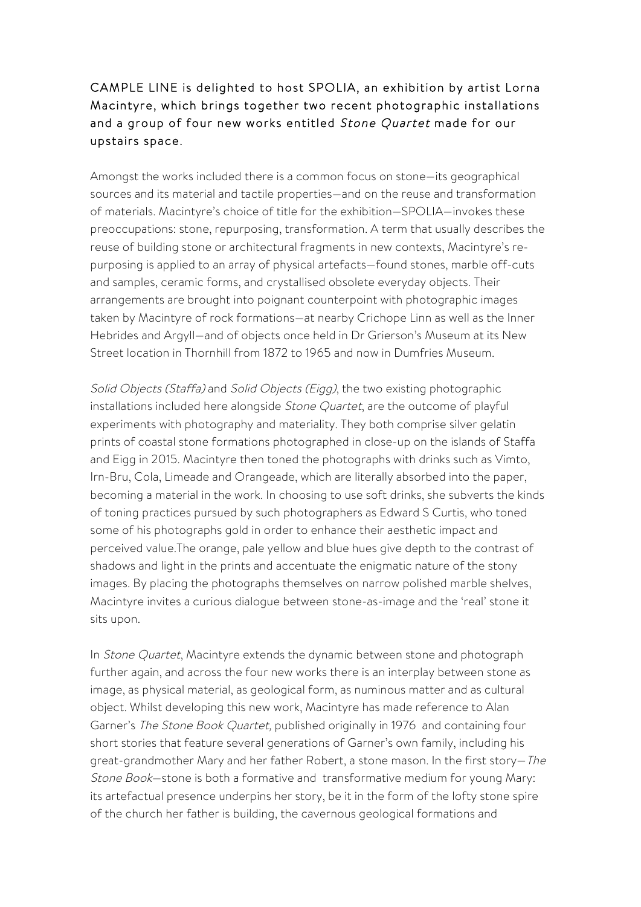CAMPLE LINE is delighted to host SPOLIA, an exhibition by artist Lorna Macintyre, which brings together two recent photographic installations and a group of four new works entitled *Stone Quartet* made for our upstairs space.

Amongst the works included there is a common focus on stone—its geographical sources and its material and tactile properties—and on the reuse and transformation of materials. Macintyre's choice of title for the exhibition—SPOLIA—invokes these preoccupations: stone, repurposing, transformation. A term that usually describes the reuse of building stone or architectural fragments in new contexts, Macintyre's re-purposing is applied to an array of physical artefacts—found stones, marble off-cuts and samples, ceramic forms, and crystallised obsolete everyday objects. Their arrangements are brought into poignant counterpoint with photographic images taken by Macintyre of rock formations—at nearby Crichope Linn as well as the Inner Hebrides and Argyll—and of objects once held in Dr Grierson's Museum at its New Street location in Thornhill from 1872 to 1965 and now in Dumfries Museum.

*Solid Objects (Staffa)* and *Solid Objects (Eigg)*, the two existing photographic installations included here alongside *Stone Quartet*, are the outcome of playful experiments with photography and materiality. They both comprise silver gelatin prints of coastal stone formations photographed in close-up on the islands of Staffa and Eigg in 2015. Macintyre then toned the photographs with drinks such as Vimto, Irn-Bru, Cola, Limeade and Orangeade, which are literally absorbed into the paper, becoming a material in the work. In choosing to use soft drinks, she subverts the kinds of toning practices pursued by such photographers as Edward S Curtis, who toned some of his photographs gold in order to enhance their aesthetic impact and perceived value.The orange, pale yellow and blue hues give depth to the contrast of shadows and light in the prints and accentuate the enigmatic nature of the stony images. By placing the photographs themselves on narrow polished marble shelves, Macintyre invites a curious dialogue between stone-as-image and the 'real' stone it sits upon.

In *Stone Quartet*, Macintyre extends the dynamic between stone and photograph further again, and across the four new works there is an interplay between stone as image, as physical material, as geological form, as numinous matter and as cultural object. Whilst developing this new work, Macintyre has made reference to Alan Garner's *The Stone Book Quartet,* published originally in 1976 and containing four short stories that feature several generations of Garner's own family, including his great-grandmother Mary and her father Robert, a stone mason. In the first story—*The Stone Book*—stone is both a formative and transformative medium for young Mary: its artefactual presence underpins her story, be it in the form of the lofty stone spire of the church her father is building, the cavernous geological formations and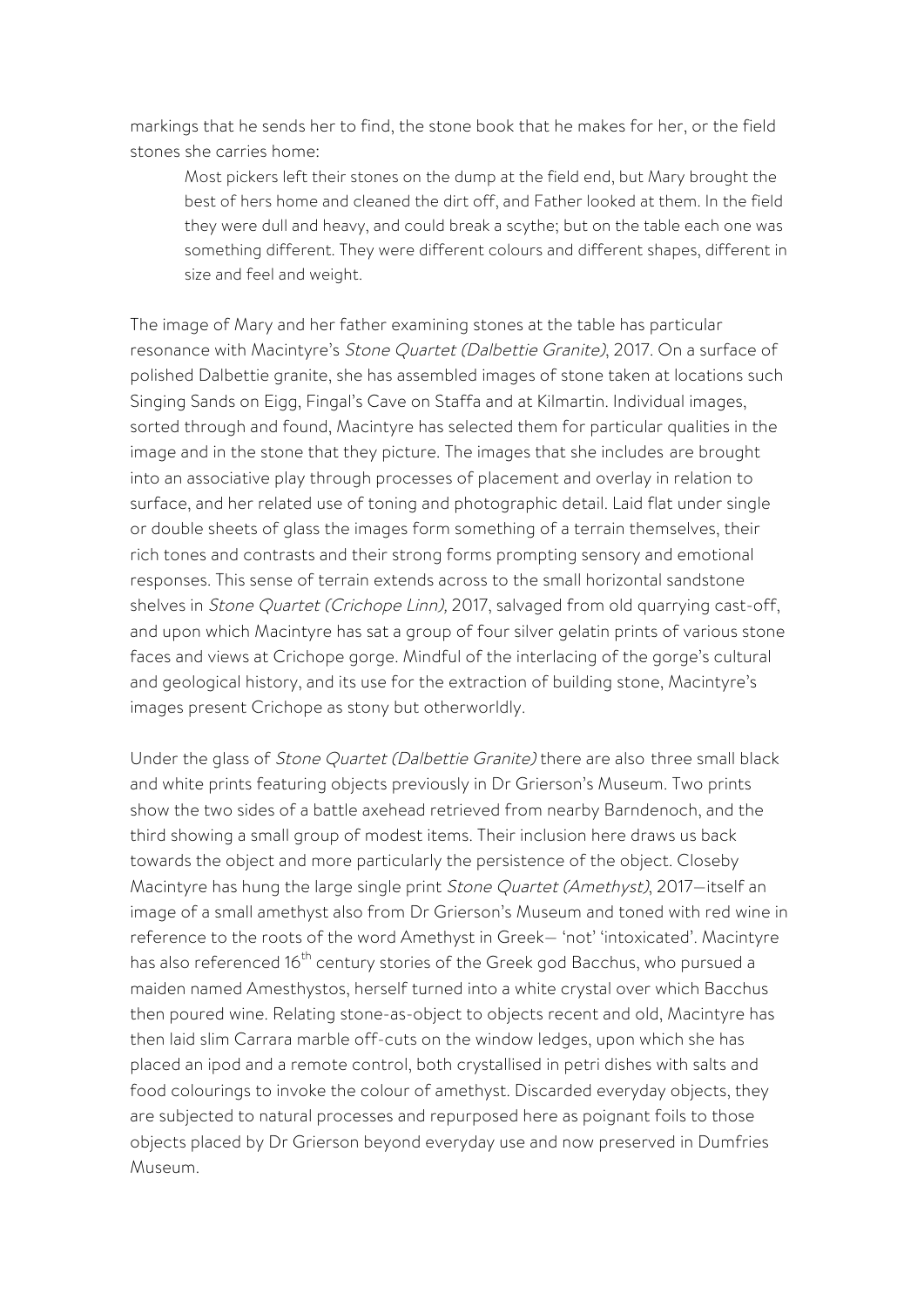markings that he sends her to find, the stone book that he makes for her, or the field stones she carries home:

> Most pickers left their stones on the dump at the field end, but Mary brought the best of hers home and cleaned the dirt off, and Father looked at them. In the field they were dull and heavy, and could break a scythe; but on the table each one was something different. They were different colours and different shapes, different in size and feel and weight.

The image of Mary and her father examining stones at the table has particular resonance with Macintyre's *Stone Quartet (Dalbettie Granite)*, 2017. On a surface of polished Dalbettie granite, she has assembled images of stone taken at locations such Singing Sands on Eigg, Fingal's Cave on Staffa and at Kilmartin. Individual images, sorted through and found, Macintyre has selected them for particular qualities in the image and in the stone that they picture. The images that she includes are brought into an associative play through processes of placement and overlay in relation to surface, and her related use of toning and photographic detail. Laid flat under single or double sheets of glass the images form something of a terrain themselves, their rich tones and contrasts and their strong forms prompting sensory and emotional responses. This sense of terrain extends across to the small horizontal sandstone shelves in *Stone Quartet (Crichope Linn)*, 2017, salvaged from old quarrying cast-off, and upon which Macintyre has sat a group of four silver gelatin prints of various stone faces and views at Crichope gorge. Mindful of the interlacing of the gorge's cultural and geological history, and its use for the extraction of building stone, Macintyre's images present Crichope as stony but otherworldly.

Under the glass of *Stone Quartet (Dalbettie Granite)* there are also three small black and white prints featuring objects previously in Dr Grierson's Museum. Two prints show the two sides of a battle axehead retrieved from nearby Barndenoch, and the third showing a small group of modest items. Their inclusion here draws us back towards the object and more particularly the persistence of the object. Closeby Macintyre has hung the large single print *Stone Quartet (Amethyst)*, 2017—itself an image of a small amethyst also from Dr Grierson's Museum and toned with red wine in reference to the roots of the word Amethyst in Greek— 'not' 'intoxicated'. Macintyre has also referenced 16th century stories of the Greek god Bacchus, who pursued a maiden named Amesthystos, herself turned into a white crystal over which Bacchus then poured wine. Relating stone-as-object to objects recent and old, Macintyre has then laid slim Carrara marble off-cuts on the window ledges, upon which she has placed an ipod and a remote control, both crystallised in petri dishes with salts and food colourings to invoke the colour of amethyst. Discarded everyday objects, they are subjected to natural processes and repurposed here as poignant foils to those objects placed by Dr Grierson beyond everyday use and now preserved in Dumfries Museum.